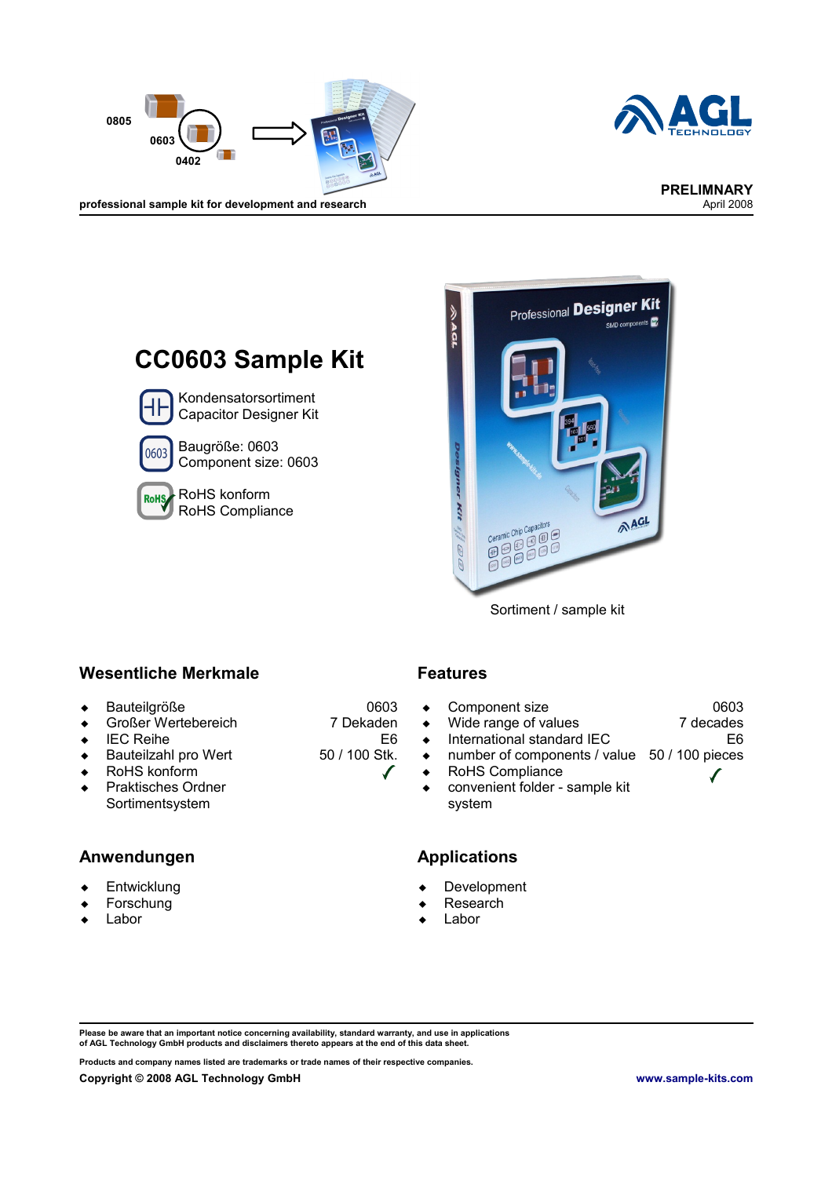professional sample kit for development and research

**PRELIMNARY**
April 2008

# CC0603 Sample Kit

Kondensatorsortiment
Capacitor Designer Kit

Baugröße: 0603
Component size: 0603

RoHS konform
RoHS Compliance

Sortiment / sample kit

## Wesentliche Merkmale

| | |
|---|---|
| Bauteilgröße | 0603 |
| Großer Wertebereich | 7 Dekaden |
| IEC Reihe | E6 |
| Bauteilzahl pro Wert | 50 / 100 Stk. |
| RoHS konform | ✓ |
| Praktisches Ordner Sortimentsystem | |

## Features

| | |
|---|---|
| Component size | 0603 |
| Wide range of values | 7 decades |
| International standard IEC | E6 |
| number of components / value | 50 / 100 pieces |
| RoHS Compliance | ✓ |
| convenient folder - sample kit system | |

## Anwendungen

- Entwicklung
- Forschung
- Labor

## Applications

- Development
- Research
- Labor

**Please be aware that an important notice concerning availability, standard warranty, and use in applications of AGL Technology GmbH products and disclaimers thereto appears at the end of this data sheet.**

**Products and company names listed are trademarks or trade names of their respective companies.**

**Copyright © 2008 AGL Technology GmbH**

**www.sample-kits.com**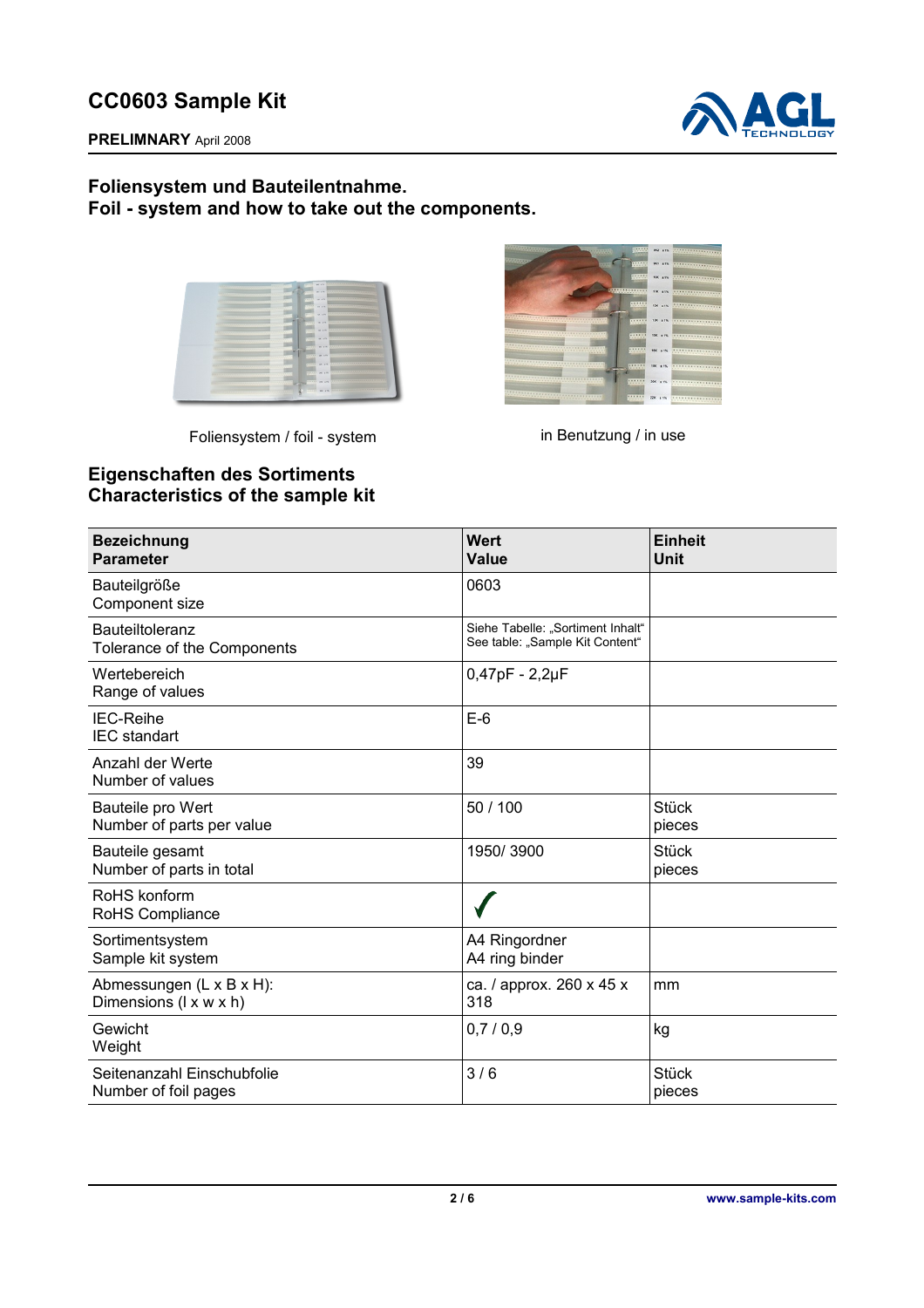## Foliensystem und Bauteilentnahme.
## Foil - system and how to take out the components.

Foliensystem / foil - system

in Benutzung / in use

## Eigenschaften des Sortiments
## Characteristics of the sample kit

| **Bezeichnung**<br>**Parameter** | **Wert**<br>**Value** | **Einheit**<br>**Unit** |
|---|---|---|
| Bauteilgröße<br>Component size | 0603 | |
| Bauteiltoleranz<br>Tolerance of the Components | Siehe Tabelle: „Sortiment Inhalt"<br>See table: „Sample Kit Content" | |
| Wertebereich<br>Range of values | 0,47pF - 2,2µF | |
| IEC-Reihe<br>IEC standart | E-6 | |
| Anzahl der Werte<br>Number of values | 39 | |
| Bauteile pro Wert<br>Number of parts per value | 50 / 100 | Stück<br>pieces |
| Bauteile gesamt<br>Number of parts in total | 1950/ 3900 | Stück<br>pieces |
| RoHS konform<br>RoHS Compliance | ✓ | |
| Sortimentsystem<br>Sample kit system | A4 Ringordner<br>A4 ring binder | |
| Abmessungen (L x B x H):<br>Dimensions (l x w x h) | ca. / approx. 260 x 45 x 318 | mm |
| Gewicht<br>Weight | 0,7 / 0,9 | kg |
| Seitenanzahl Einschubfolie<br>Number of foil pages | 3 / 6 | Stück<br>pieces |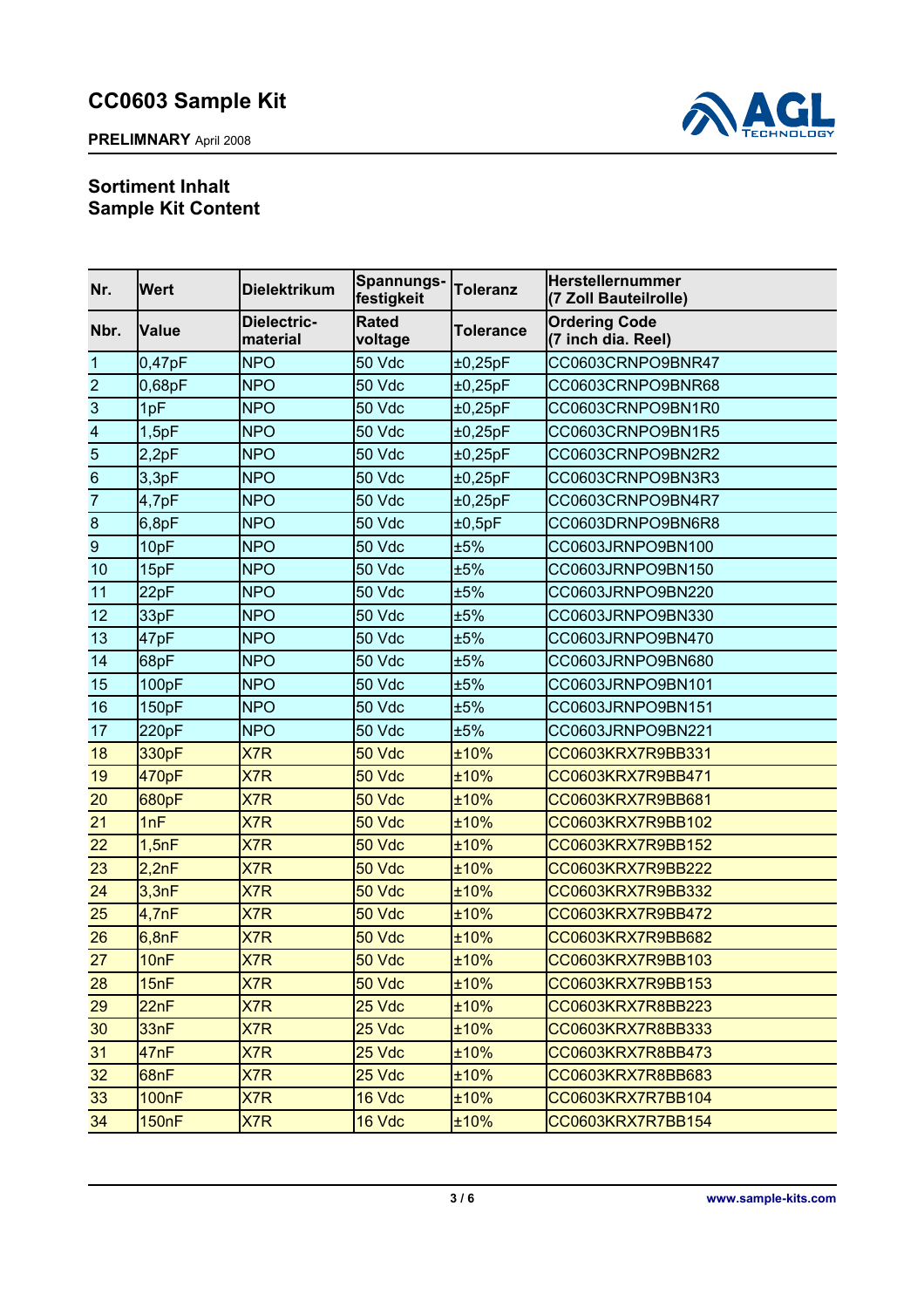# CC0603 Sample Kit

**PRELIMNARY** April 2008

## Sortiment Inhalt
## Sample Kit Content

| Nr. | Wert | Dielektrikum | Spannungs-festigkeit | Toleranz | Herstellernummer (7 Zoll Bauteilrolle) |
|---|---|---|---|---|---|
| **Nbr.** | **Value** | **Dielectric-material** | **Rated voltage** | **Tolerance** | **Ordering Code (7 inch dia. Reel)** |
| 1 | 0,47pF | NPO | 50 Vdc | ±0,25pF | CC0603CRNPO9BNR47 |
| 2 | 0,68pF | NPO | 50 Vdc | ±0,25pF | CC0603CRNPO9BNR68 |
| 3 | 1pF | NPO | 50 Vdc | ±0,25pF | CC0603CRNPO9BN1R0 |
| 4 | 1,5pF | NPO | 50 Vdc | ±0,25pF | CC0603CRNPO9BN1R5 |
| 5 | 2,2pF | NPO | 50 Vdc | ±0,25pF | CC0603CRNPO9BN2R2 |
| 6 | 3,3pF | NPO | 50 Vdc | ±0,25pF | CC0603CRNPO9BN3R3 |
| 7 | 4,7pF | NPO | 50 Vdc | ±0,25pF | CC0603CRNPO9BN4R7 |
| 8 | 6,8pF | NPO | 50 Vdc | ±0,5pF | CC0603DRNPO9BN6R8 |
| 9 | 10pF | NPO | 50 Vdc | ±5% | CC0603JRNPO9BN100 |
| 10 | 15pF | NPO | 50 Vdc | ±5% | CC0603JRNPO9BN150 |
| 11 | 22pF | NPO | 50 Vdc | ±5% | CC0603JRNPO9BN220 |
| 12 | 33pF | NPO | 50 Vdc | ±5% | CC0603JRNPO9BN330 |
| 13 | 47pF | NPO | 50 Vdc | ±5% | CC0603JRNPO9BN470 |
| 14 | 68pF | NPO | 50 Vdc | ±5% | CC0603JRNPO9BN680 |
| 15 | 100pF | NPO | 50 Vdc | ±5% | CC0603JRNPO9BN101 |
| 16 | 150pF | NPO | 50 Vdc | ±5% | CC0603JRNPO9BN151 |
| 17 | 220pF | NPO | 50 Vdc | ±5% | CC0603JRNPO9BN221 |
| 18 | 330pF | X7R | 50 Vdc | ±10% | CC0603KRX7R9BB331 |
| 19 | 470pF | X7R | 50 Vdc | ±10% | CC0603KRX7R9BB471 |
| 20 | 680pF | X7R | 50 Vdc | ±10% | CC0603KRX7R9BB681 |
| 21 | 1nF | X7R | 50 Vdc | ±10% | CC0603KRX7R9BB102 |
| 22 | 1,5nF | X7R | 50 Vdc | ±10% | CC0603KRX7R9BB152 |
| 23 | 2,2nF | X7R | 50 Vdc | ±10% | CC0603KRX7R9BB222 |
| 24 | 3,3nF | X7R | 50 Vdc | ±10% | CC0603KRX7R9BB332 |
| 25 | 4,7nF | X7R | 50 Vdc | ±10% | CC0603KRX7R9BB472 |
| 26 | 6,8nF | X7R | 50 Vdc | ±10% | CC0603KRX7R9BB682 |
| 27 | 10nF | X7R | 50 Vdc | ±10% | CC0603KRX7R9BB103 |
| 28 | 15nF | X7R | 50 Vdc | ±10% | CC0603KRX7R9BB153 |
| 29 | 22nF | X7R | 25 Vdc | ±10% | CC0603KRX7R8BB223 |
| 30 | 33nF | X7R | 25 Vdc | ±10% | CC0603KRX7R8BB333 |
| 31 | 47nF | X7R | 25 Vdc | ±10% | CC0603KRX7R8BB473 |
| 32 | 68nF | X7R | 25 Vdc | ±10% | CC0603KRX7R8BB683 |
| 33 | 100nF | X7R | 16 Vdc | ±10% | CC0603KRX7R7BB104 |
| 34 | 150nF | X7R | 16 Vdc | ±10% | CC0603KRX7R7BB154 |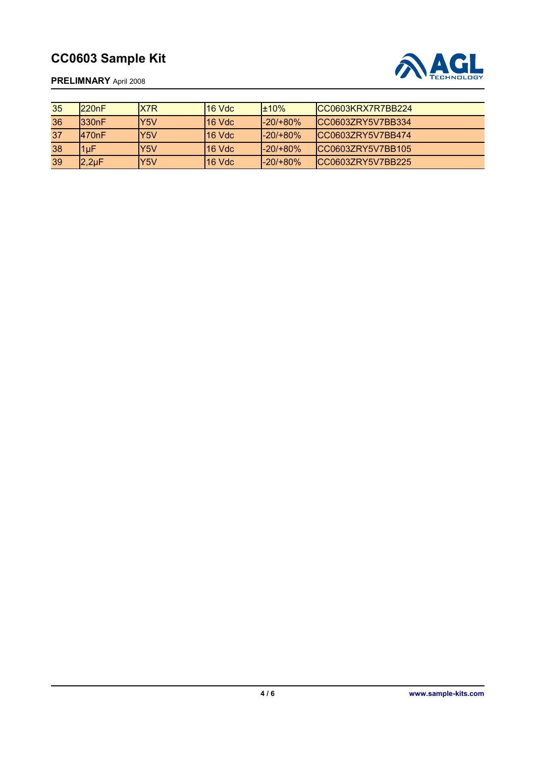# CC0603 Sample Kit

**PRELIMNARY** April 2008

| | | | | | |
|---|---|---|---|---|---|
| 35 | 220nF | X7R | 16 Vdc | ±10% | CC0603KRX7R7BB224 |
| 36 | 330nF | Y5V | 16 Vdc | -20/+80% | CC0603ZRY5V7BB334 |
| 37 | 470nF | Y5V | 16 Vdc | -20/+80% | CC0603ZRY5V7BB474 |
| 38 | 1µF | Y5V | 16 Vdc | -20/+80% | CC0603ZRY5V7BB105 |
| 39 | 2,2µF | Y5V | 16 Vdc | -20/+80% | CC0603ZRY5V7BB225 |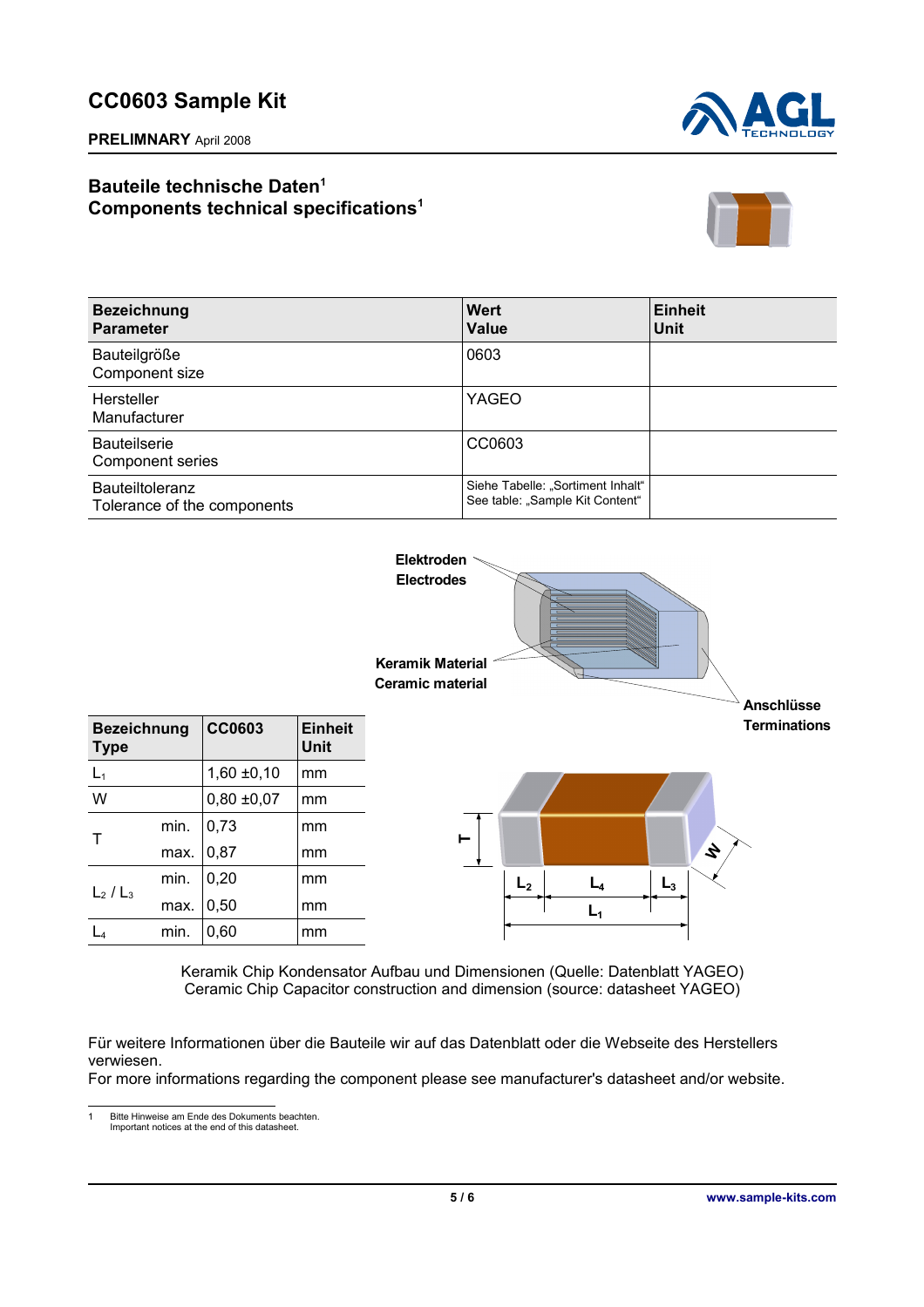# CC0603 Sample Kit

**PRELIMNARY** April 2008

## Bauteile technische Daten[1]
## Components technical specifications[1]

| Bezeichnung<br>Parameter | Wert<br>Value | Einheit<br>Unit |
|---|---|---|
| Bauteilgröße<br>Component size | 0603 | |
| Hersteller<br>Manufacturer | YAGEO | |
| Bauteilserie<br>Component series | CC0603 | |
| Bauteiltoleranz<br>Tolerance of the components | Siehe Tabelle: „Sortiment Inhalt“<br>See table: „Sample Kit Content“ | |

Elektroden
Electrodes

Keramik Material
Ceramic material

Anschlüsse
Terminations

| Bezeichnung<br>Type | | CC0603 | Einheit<br>Unit |
|---|---|---|---|
| $L_1$ | | 1,60 ±0,10 | mm |
| W | | 0,80 ±0,07 | mm |
| T | min. | 0,73 | mm |
| | max. | 0,87 | mm |
| $L_2$ / $L_3$ | min. | 0,20 | mm |
| | max. | 0,50 | mm |
| $L_4$ | min. | 0,60 | mm |

Keramik Chip Kondensator Aufbau und Dimensionen (Quelle: Datenblatt YAGEO)
Ceramic Chip Capacitor construction and dimension (source: datasheet YAGEO)

Für weitere Informationen über die Bauteile wir auf das Datenblatt oder die Webseite des Herstellers verwiesen.
For more informations regarding the component please see manufacturer's datasheet and/or website.

[1] Bitte Hinweise am Ende des Dokuments beachten.
Important notices at the end of this datasheet.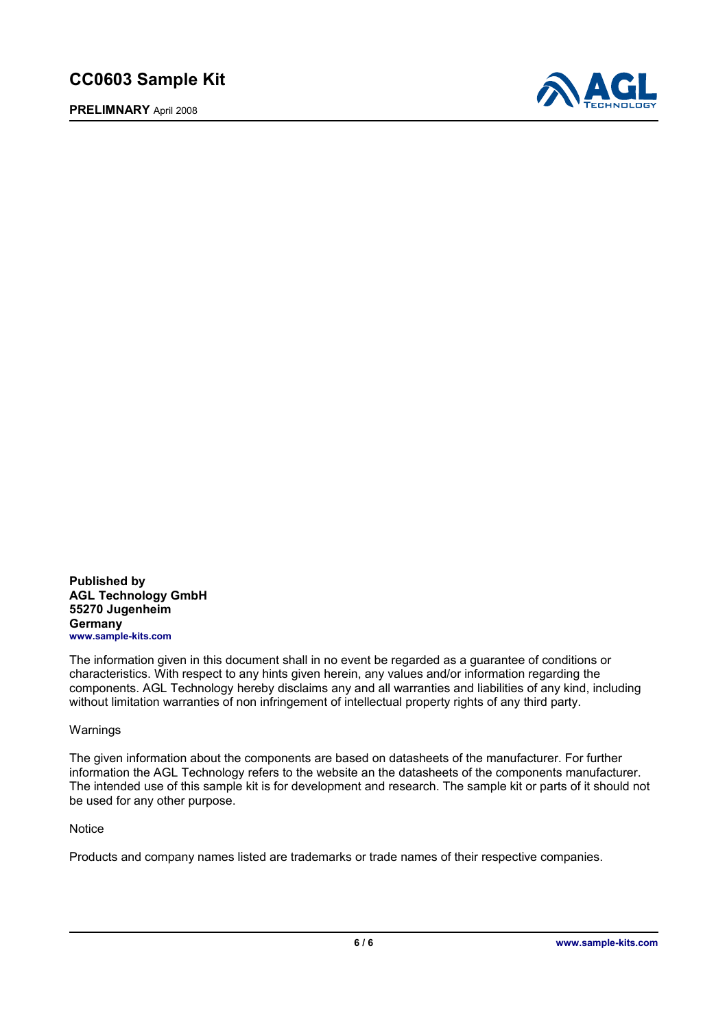**Published by**
**AGL Technology GmbH**
**55270 Jugenheim**
**Germany**
**www.sample-kits.com**

The information given in this document shall in no event be regarded as a guarantee of conditions or characteristics. With respect to any hints given herein, any values and/or information regarding the components. AGL Technology hereby disclaims any and all warranties and liabilities of any kind, including without limitation warranties of non infringement of intellectual property rights of any third party.

Warnings

The given information about the components are based on datasheets of the manufacturer. For further information the AGL Technology refers to the website an the datasheets of the components manufacturer. The intended use of this sample kit is for development and research. The sample kit or parts of it should not be used for any other purpose.

Notice

Products and company names listed are trademarks or trade names of their respective companies.